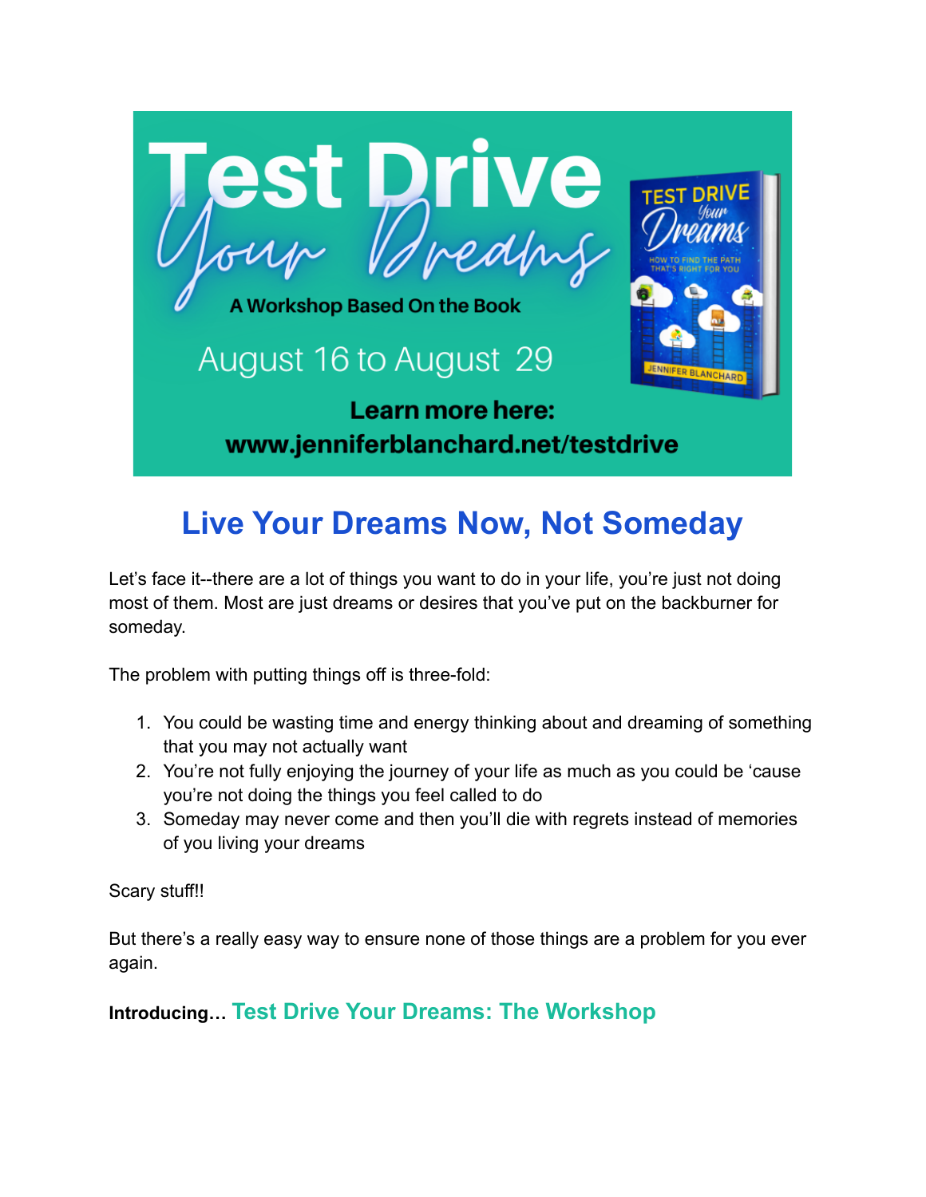# Test Drive Your Dreams

A Workshop Based On the Book

August 16 to August 29

**Learn more here:**
**www.jenniferblanchard.net/testdrive**

## Live Your Dreams Now, Not Someday

Let's face it--there are a lot of things you want to do in your life, you're just not doing most of them. Most are just dreams or desires that you've put on the backburner for someday.

The problem with putting things off is three-fold:

1. You could be wasting time and energy thinking about and dreaming of something that you may not actually want
2. You're not fully enjoying the journey of your life as much as you could be 'cause you're not doing the things you feel called to do
3. Someday may never come and then you'll die with regrets instead of memories of you living your dreams

Scary stuff!!

But there's a really easy way to ensure none of those things are a problem for you ever again.

**Introducing…** **Test Drive Your Dreams: The Workshop**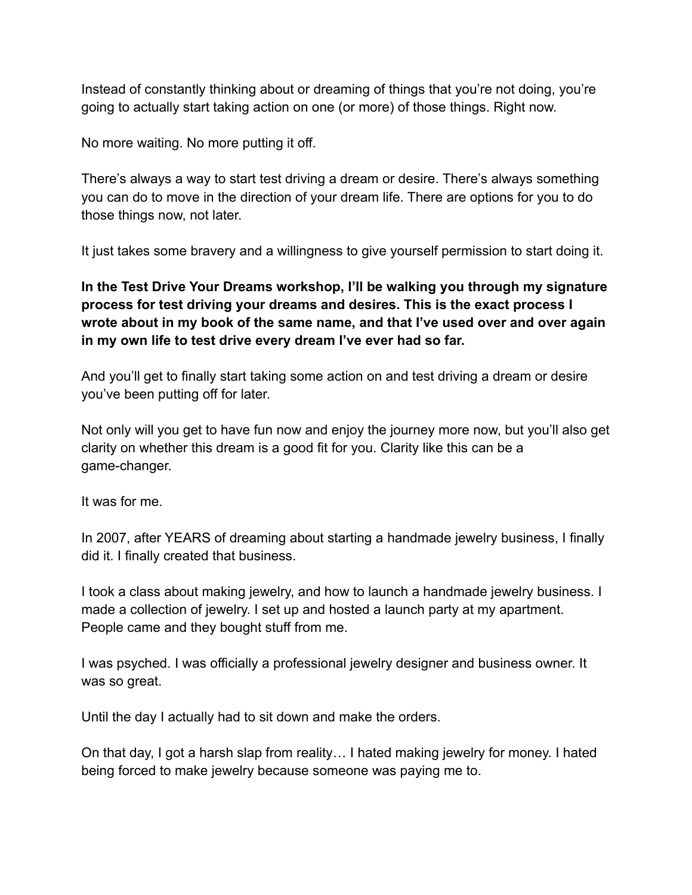Instead of constantly thinking about or dreaming of things that you're not doing, you're going to actually start taking action on one (or more) of those things. Right now.

No more waiting. No more putting it off.

There's always a way to start test driving a dream or desire. There's always something you can do to move in the direction of your dream life. There are options for you to do those things now, not later.

It just takes some bravery and a willingness to give yourself permission to start doing it.

**In the Test Drive Your Dreams workshop, I'll be walking you through my signature process for test driving your dreams and desires. This is the exact process I wrote about in my book of the same name, and that I've used over and over again in my own life to test drive every dream I've ever had so far.**

And you'll get to finally start taking some action on and test driving a dream or desire you've been putting off for later.

Not only will you get to have fun now and enjoy the journey more now, but you'll also get clarity on whether this dream is a good fit for you. Clarity like this can be a game-changer.

It was for me.

In 2007, after YEARS of dreaming about starting a handmade jewelry business, I finally did it. I finally created that business.

I took a class about making jewelry, and how to launch a handmade jewelry business. I made a collection of jewelry. I set up and hosted a launch party at my apartment. People came and they bought stuff from me.

I was psyched. I was officially a professional jewelry designer and business owner. It was so great.

Until the day I actually had to sit down and make the orders.

On that day, I got a harsh slap from reality… I hated making jewelry for money. I hated being forced to make jewelry because someone was paying me to.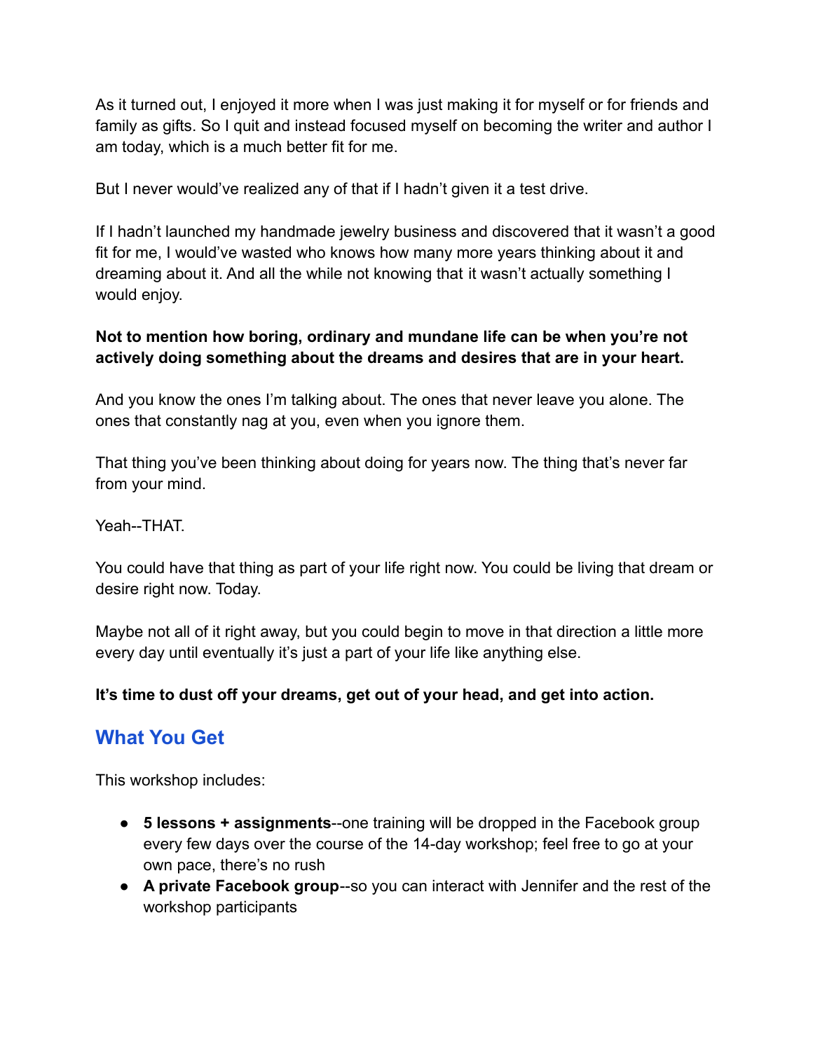As it turned out, I enjoyed it more when I was just making it for myself or for friends and family as gifts. So I quit and instead focused myself on becoming the writer and author I am today, which is a much better fit for me.

But I never would've realized any of that if I hadn't given it a test drive.

If I hadn't launched my handmade jewelry business and discovered that it wasn't a good fit for me, I would've wasted who knows how many more years thinking about it and dreaming about it. And all the while not knowing that it wasn't actually something I would enjoy.

**Not to mention how boring, ordinary and mundane life can be when you're not actively doing something about the dreams and desires that are in your heart.**

And you know the ones I'm talking about. The ones that never leave you alone. The ones that constantly nag at you, even when you ignore them.

That thing you've been thinking about doing for years now. The thing that's never far from your mind.

Yeah--THAT.

You could have that thing as part of your life right now. You could be living that dream or desire right now. Today.

Maybe not all of it right away, but you could begin to move in that direction a little more every day until eventually it's just a part of your life like anything else.

**It's time to dust off your dreams, get out of your head, and get into action.**

## What You Get

This workshop includes:

- **5 lessons + assignments**--one training will be dropped in the Facebook group every few days over the course of the 14-day workshop; feel free to go at your own pace, there's no rush
- **A private Facebook group**--so you can interact with Jennifer and the rest of the workshop participants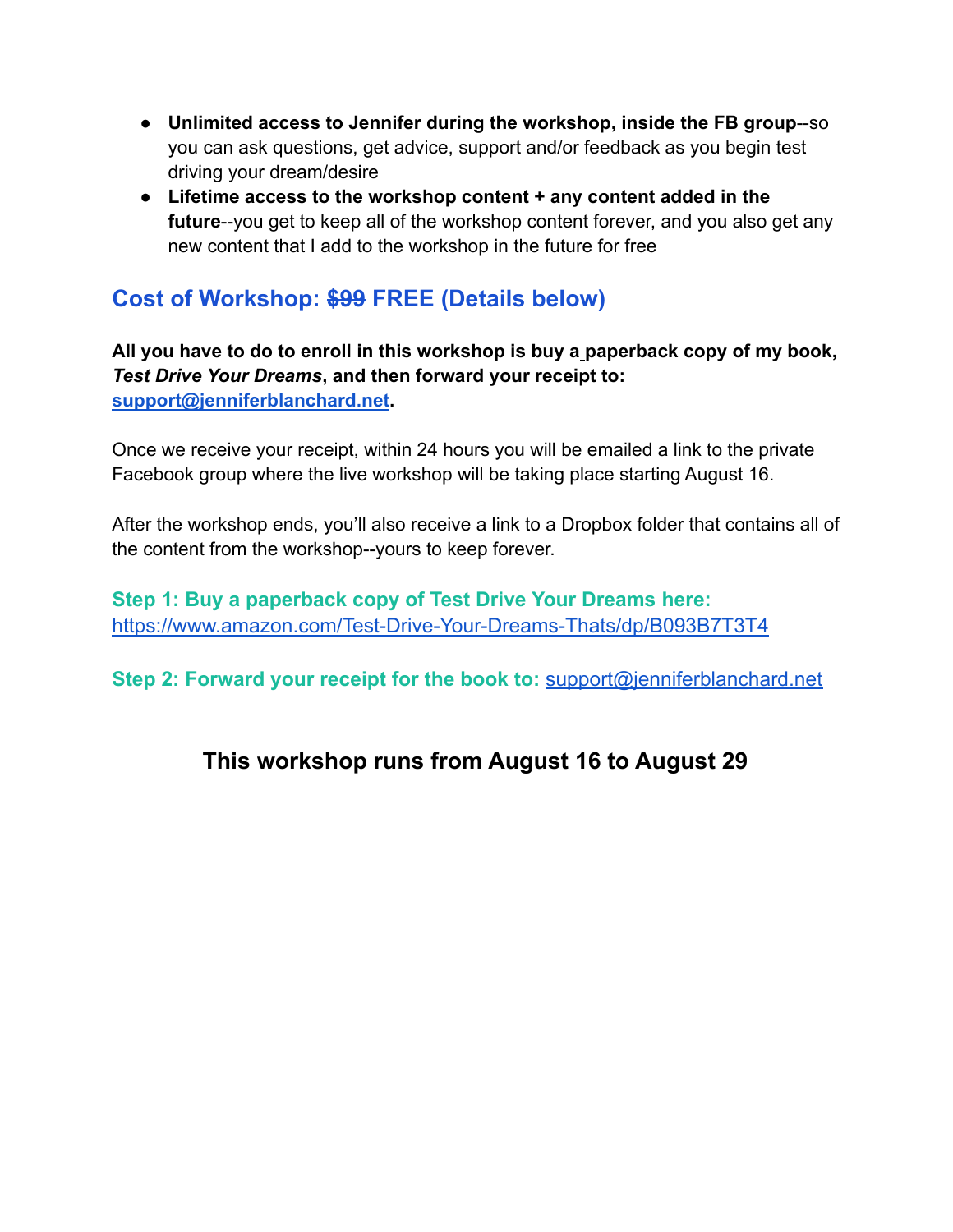- **Unlimited access to Jennifer during the workshop, inside the FB group**--so you can ask questions, get advice, support and/or feedback as you begin test driving your dream/desire
- **Lifetime access to the workshop content + any content added in the future**--you get to keep all of the workshop content forever, and you also get any new content that I add to the workshop in the future for free

## Cost of Workshop: ~~$99~~ FREE (Details below)

**All you have to do to enroll in this workshop is buy a paperback copy of my book, *Test Drive Your Dreams*, and then forward your receipt to: [support@jenniferblanchard.net](mailto:support@jenniferblanchard.net).**

Once we receive your receipt, within 24 hours you will be emailed a link to the private Facebook group where the live workshop will be taking place starting August 16.

After the workshop ends, you'll also receive a link to a Dropbox folder that contains all of the content from the workshop--yours to keep forever.

**Step 1: Buy a paperback copy of Test Drive Your Dreams here:**
https://www.amazon.com/Test-Drive-Your-Dreams-Thats/dp/B093B7T3T4

**Step 2: Forward your receipt for the book to:** [support@jenniferblanchard.net](mailto:support@jenniferblanchard.net)

## This workshop runs from August 16 to August 29